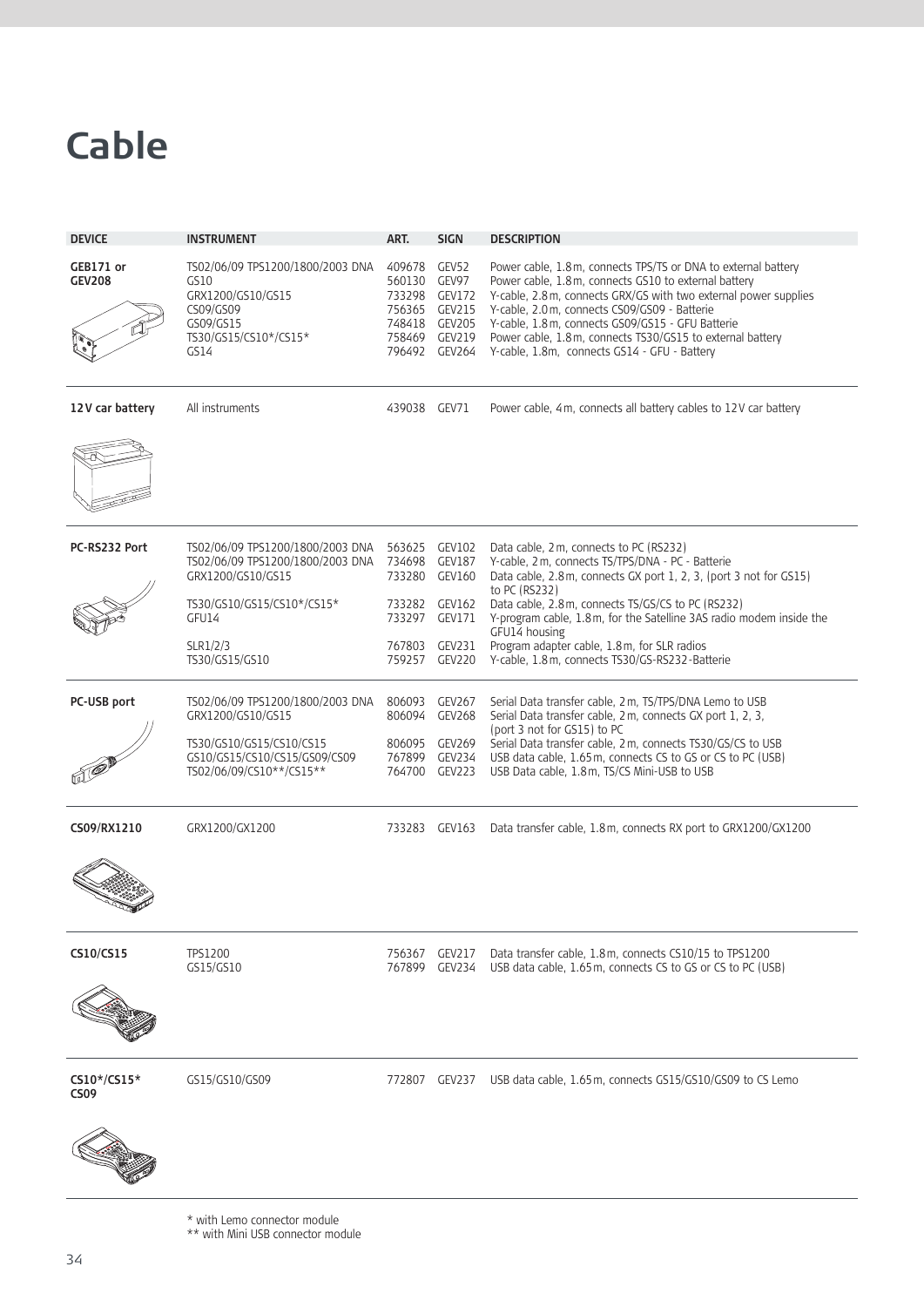# Cable

| DEVICE | INSTRUMENT | ART. | SIGN | DESCRIPTION |
|---|---|---|---|---|
| **GEB171 or GEV208** | TS02/06/09 TPS1200/1800/2003 DNA | 409678 | GEV52 | Power cable, 1.8 m, connects TPS/TS or DNA to external battery |
| | GS10 | 560130 | GEV97 | Power cable, 1.8 m, connects GS10 to external battery |
| | GRX1200/GS10/GS15 | 733298 | GEV172 | Y-cable, 2.8 m, connects GRX/GS with two external power supplies |
| | CS09/GS09 | 756365 | GEV215 | Y-cable, 2.0 m, connects CS09/GS09 - Batterie |
| | GS09/GS15 | 748418 | GEV205 | Y-cable, 1.8 m, connects GS09/GS15 - GFU Batterie |
| | TS30/GS15/CS10*/CS15* | 758469 | GEV219 | Power cable, 1.8 m, connects TS30/GS15 to external battery |
| | GS14 | 796492 | GEV264 | Y-cable, 1.8m, connects GS14 - GFU - Battery |
| **12 V car battery** | All instruments | 439038 | GEV71 | Power cable, 4 m, connects all battery cables to 12 V car battery |
| **PC-RS232 Port** | TS02/06/09 TPS1200/1800/2003 DNA | 563625 | GEV102 | Data cable, 2 m, connects to PC (RS232) |
| | TS02/06/09 TPS1200/1800/2003 DNA | 734698 | GEV187 | Y-cable, 2 m, connects TS/TPS/DNA - PC - Batterie |
| | GRX1200/GS10/GS15 | 733280 | GEV160 | Data cable, 2.8 m, connects GX port 1, 2, 3, (port 3 not for GS15) to PC (RS232) |
| | TS30/GS10/GS15/CS10*/CS15* | 733282 | GEV162 | Data cable, 2.8 m, connects TS/GS/CS to PC (RS232) |
| | GFU14 | 733297 | GEV171 | Y-program cable, 1.8 m, for the Satelline 3AS radio modem inside the GFU14 housing |
| | SLR1/2/3 | 767803 | GEV231 | Program adapter cable, 1.8 m, for SLR radios |
| | TS30/GS15/GS10 | 759257 | GEV220 | Y-cable, 1.8 m, connects TS30/GS-RS232-Batterie |
| **PC-USB port** | TS02/06/09 TPS1200/1800/2003 DNA | 806093 | GEV267 | Serial Data transfer cable, 2 m, TS/TPS/DNA Lemo to USB |
| | GRX1200/GS10/GS15 | 806094 | GEV268 | Serial Data transfer cable, 2 m, connects GX port 1, 2, 3, (port 3 not for GS15) to PC |
| | TS30/GS10/GS15/CS10/CS15 | 806095 | GEV269 | Serial Data transfer cable, 2 m, connects TS30/GS/CS to USB |
| | GS10/GS15/CS10/CS15/GS09/CS09 | 767899 | GEV234 | USB data cable, 1.65 m, connects CS to GS or CS to PC (USB) |
| | TS02/06/09/CS10**/CS15** | 764700 | GEV223 | USB Data cable, 1.8 m, TS/CS Mini-USB to USB |
| **CS09/RX1210** | GRX1200/GX1200 | 733283 | GEV163 | Data transfer cable, 1.8 m, connects RX port to GRX1200/GX1200 |
| **CS10/CS15** | TPS1200 | 756367 | GEV217 | Data transfer cable, 1.8 m, connects CS10/15 to TPS1200 |
| | GS15/GS10 | 767899 | GEV234 | USB data cable, 1.65 m, connects CS to GS or CS to PC (USB) |
| **CS10*/CS15* CS09** | GS15/GS10/GS09 | 772807 | GEV237 | USB data cable, 1.65 m, connects GS15/GS10/GS09 to CS Lemo |

\* with Lemo connector module
\*\* with Mini USB connector module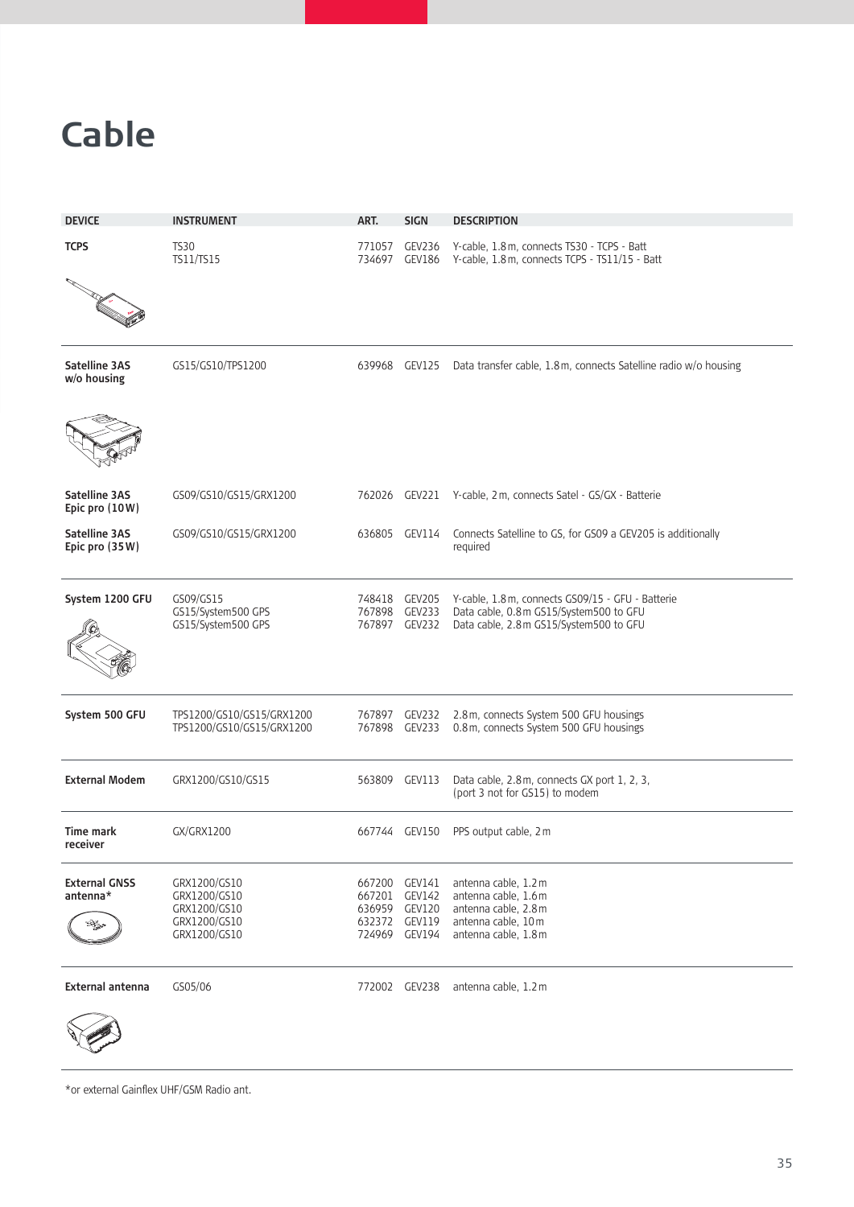# Cable

| DEVICE | INSTRUMENT | ART. | SIGN | DESCRIPTION |
|---|---|---|---|---|
| **TCPS** | TS30<br>TS11/TS15 | 771057<br>734697 | GEV236<br>GEV186 | Y-cable, 1.8 m, connects TS30 - TCPS - Batt<br>Y-cable, 1.8 m, connects TCPS - TS11/15 - Batt |
| **Satelline 3AS w/o housing** | GS15/GS10/TPS1200 | 639968 | GEV125 | Data transfer cable, 1.8 m, connects Satelline radio w/o housing |
| **Satelline 3AS Epic pro (10 W)** | GS09/GS10/GS15/GRX1200 | 762026 | GEV221 | Y-cable, 2 m, connects Satel - GS/GX - Batterie |
| **Satelline 3AS Epic pro (35 W)** | GS09/GS10/GS15/GRX1200 | 636805 | GEV114 | Connects Satelline to GS, for GS09 a GEV205 is additionally required |
| **System 1200 GFU** | GS09/GS15<br>GS15/System500 GPS<br>GS15/System500 GPS | 748418<br>767898<br>767897 | GEV205<br>GEV233<br>GEV232 | Y-cable, 1.8 m, connects GS09/15 - GFU - Batterie<br>Data cable, 0.8 m GS15/System500 to GFU<br>Data cable, 2.8 m GS15/System500 to GFU |
| **System 500 GFU** | TPS1200/GS10/GS15/GRX1200<br>TPS1200/GS10/GS15/GRX1200 | 767897<br>767898 | GEV232<br>GEV233 | 2.8 m, connects System 500 GFU housings<br>0.8 m, connects System 500 GFU housings |
| **External Modem** | GRX1200/GS10/GS15 | 563809 | GEV113 | Data cable, 2.8 m, connects GX port 1, 2, 3, (port 3 not for GS15) to modem |
| **Time mark receiver** | GX/GRX1200 | 667744 | GEV150 | PPS output cable, 2 m |
| **External GNSS antenna*** | GRX1200/GS10<br>GRX1200/GS10<br>GRX1200/GS10<br>GRX1200/GS10<br>GRX1200/GS10 | 667200<br>667201<br>636959<br>632372<br>724969 | GEV141<br>GEV142<br>GEV120<br>GEV119<br>GEV194 | antenna cable, 1.2 m<br>antenna cable, 1.6 m<br>antenna cable, 2.8 m<br>antenna cable, 10 m<br>antenna cable, 1.8 m |
| **External antenna** | GS05/06 | 772002 | GEV238 | antenna cable, 1.2 m |

*or external Gainflex UHF/GSM Radio ant.